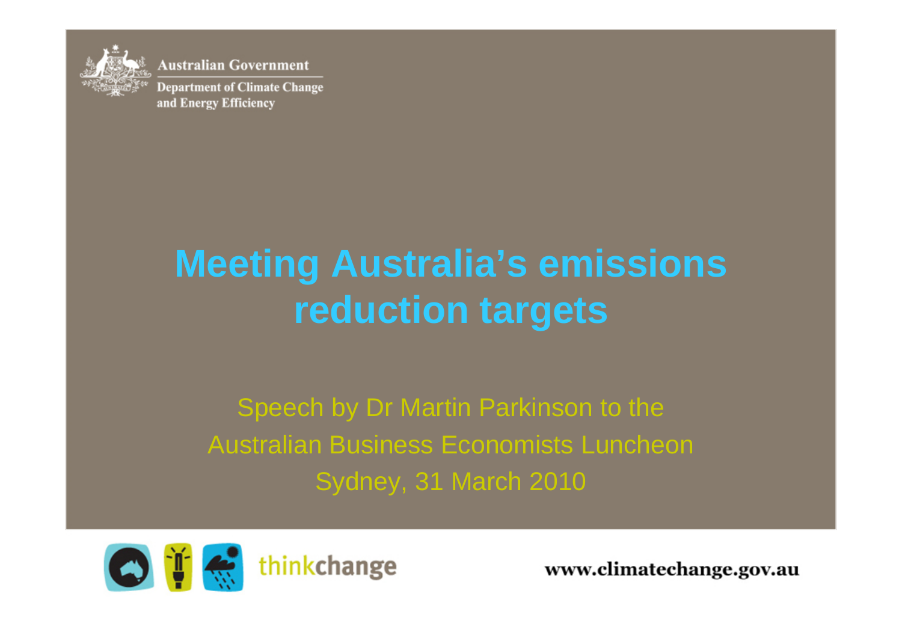Australian Government

Department of Climate Change and Energy Efficiency

# Meeting Australia's emissions reduction targets

Speech by Dr Martin Parkinson to the Australian Business Economists Luncheon

Sydney, 31 March 2010

thinkchange

www.climatechange.gov.au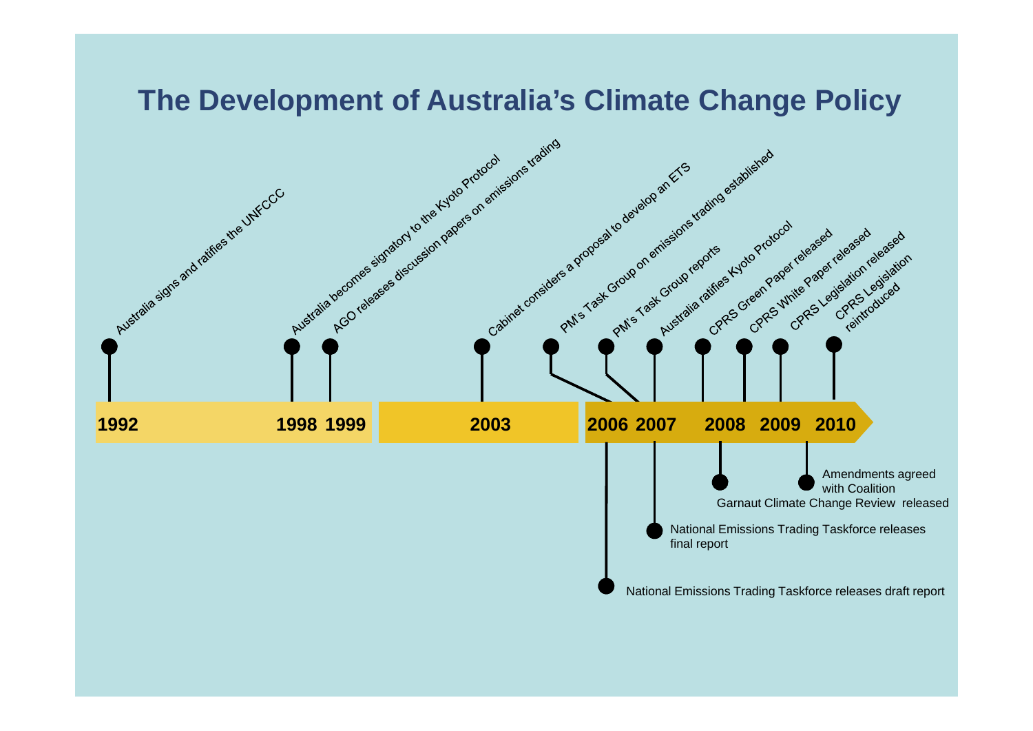# The Development of Australia's Climate Change Policy

**1992**
- Australia signs and ratifies the UNFCCC

**1998**
- Australia becomes signatory to the Kyoto Protocol

**1999**
- AGO releases discussion papers on emissions trading

**2003**
- Cabinet considers a proposal to develop an ETS

**2006**
- PM's Task Group on emissions trading established
- National Emissions Trading Taskforce releases draft report

**2007**
- PM's Task Group reports
- Australia ratifies Kyoto Protocol
- National Emissions Trading Taskforce releases final report

**2008**
- CPRS Green Paper released
- CPRS White Paper released
- Garnaut Climate Change Review released

**2009**
- CPRS Legislation released
- Amendments agreed with Coalition

**2010**
- CPRS Legislation reintroduced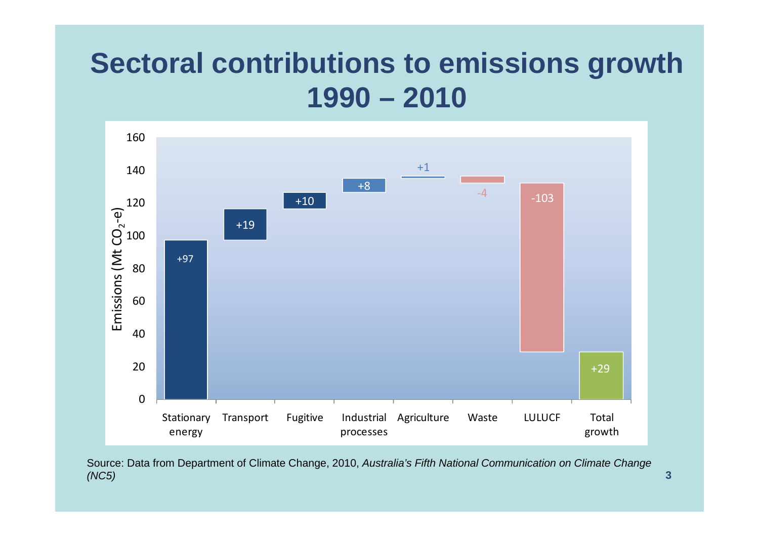# Sectoral contributions to emissions growth 1990 – 2010

| Sector | Change in emissions (Mt $CO_2$-e) |
|---|---|
| Stationary energy | +97 |
| Transport | +19 |
| Fugitive | +10 |
| Industrial processes | +8 |
| Agriculture | +1 |
| Waste | -4 |
| LULUCF | -103 |
| Total growth | +29 |

Source: Data from Department of Climate Change, 2010, *Australia's Fifth National Communication on Climate Change (NC5)*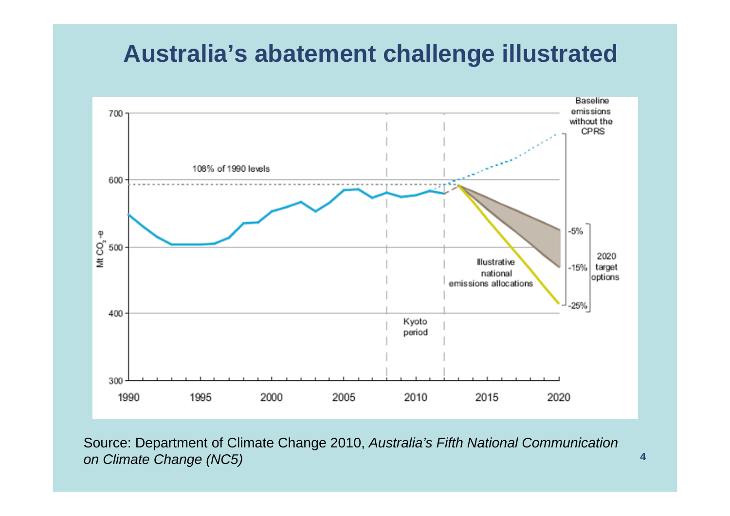# Australia's abatement challenge illustrated

Source: Department of Climate Change 2010, *Australia's Fifth National Communication on Climate Change (NC5)*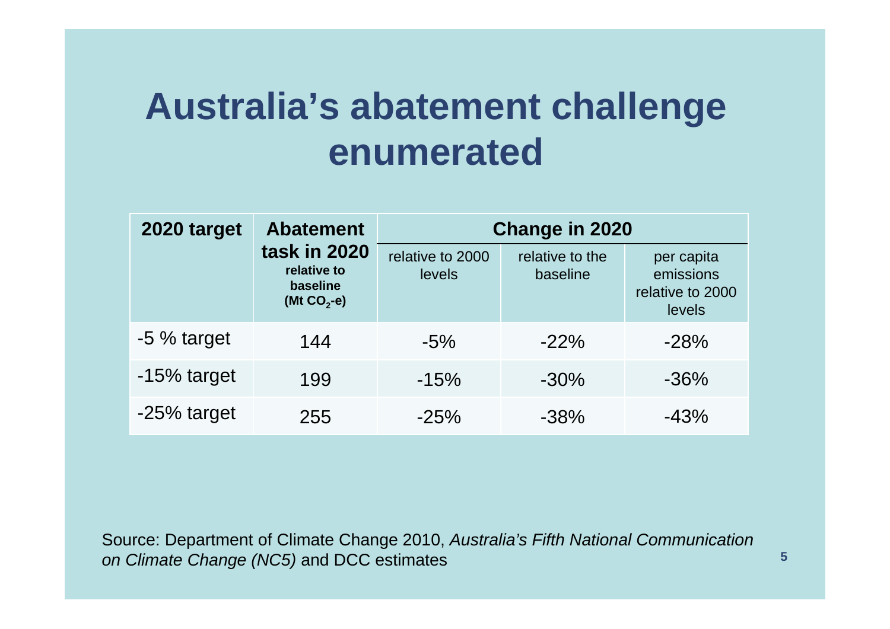# Australia's abatement challenge enumerated

| 2020 target | Abatement task in 2020 relative to baseline (Mt $CO_2$-e) | Change in 2020 | | |
|---|---|---|---|---|
| | | relative to 2000 levels | relative to the baseline | per capita emissions relative to 2000 levels |
| -5 % target | 144 | -5% | -22% | -28% |
| -15% target | 199 | -15% | -30% | -36% |
| -25% target | 255 | -25% | -38% | -43% |

Source: Department of Climate Change 2010, *Australia's Fifth National Communication on Climate Change (NC5)* and DCC estimates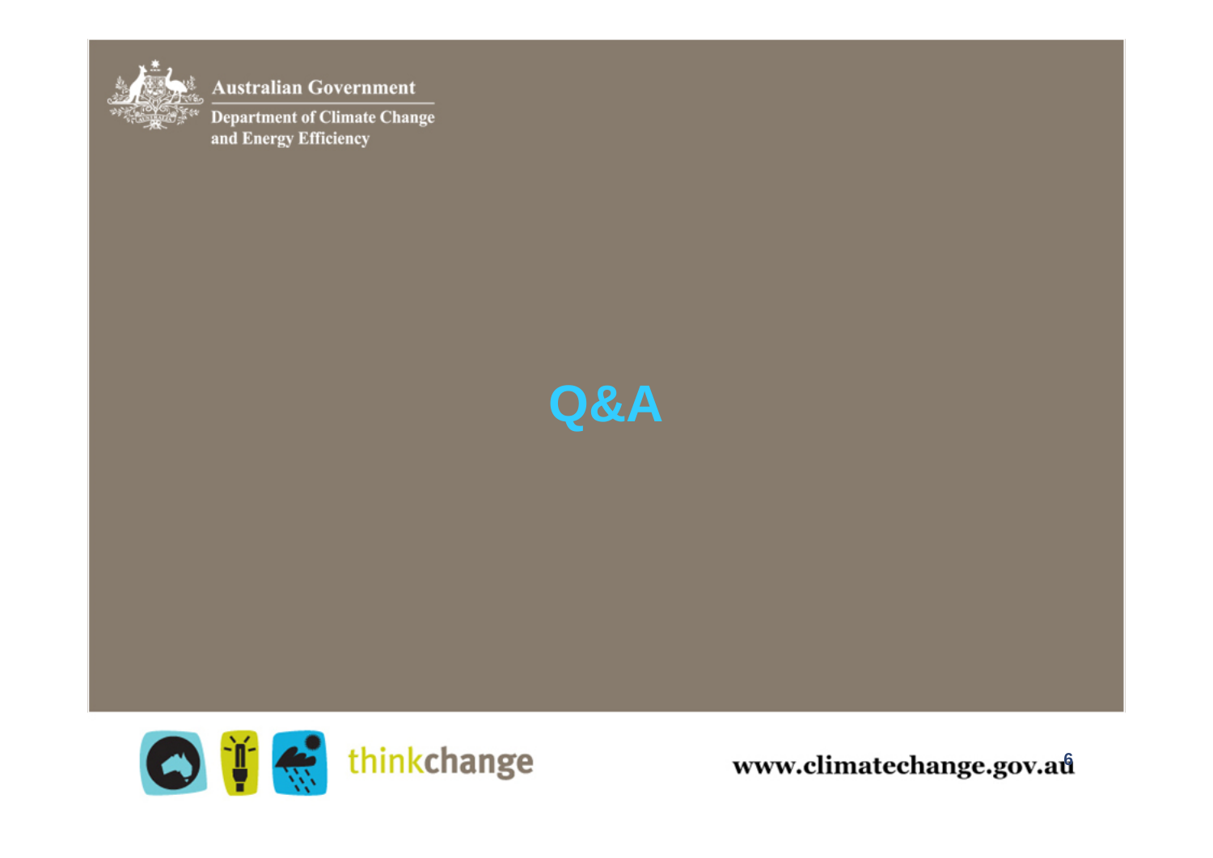Australian Government

Department of Climate Change and Energy Efficiency

# Q&A

thinkchange

www.climatechange.gov.au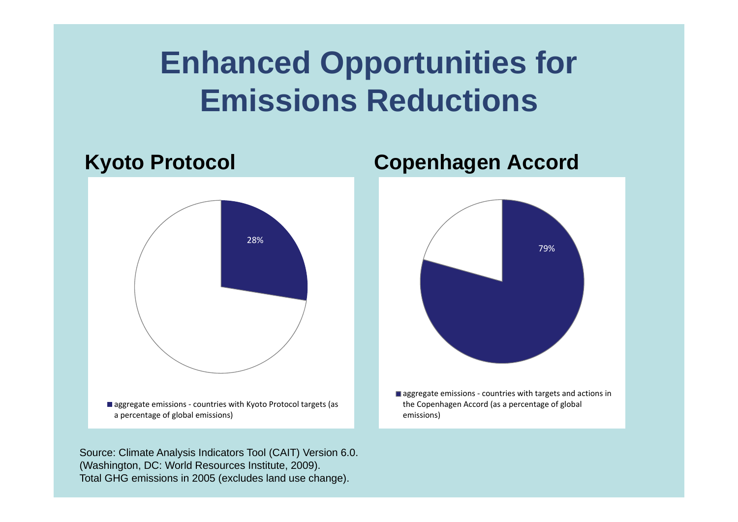# Enhanced Opportunities for Emissions Reductions

## Kyoto Protocol

28%

■ aggregate emissions - countries with Kyoto Protocol targets (as a percentage of global emissions)

## Copenhagen Accord

79%

■ aggregate emissions - countries with targets and actions in the Copenhagen Accord (as a percentage of global emissions)

Source: Climate Analysis Indicators Tool (CAIT) Version 6.0. (Washington, DC: World Resources Institute, 2009).
Total GHG emissions in 2005 (excludes land use change).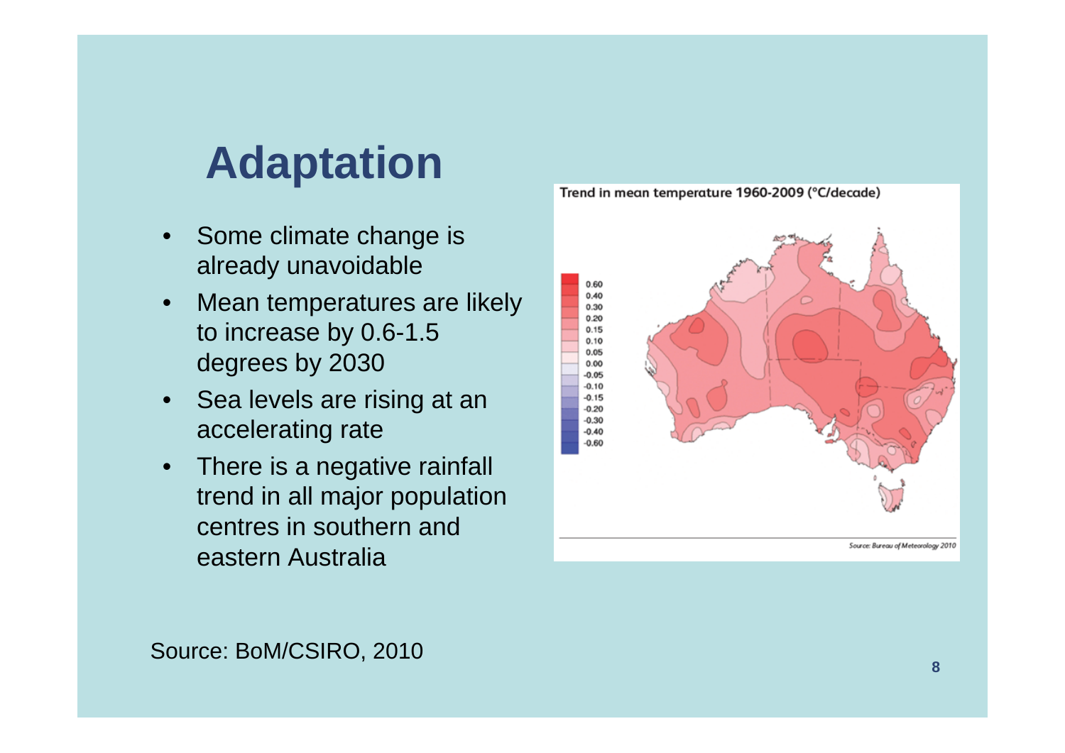# Adaptation

- Some climate change is already unavoidable
- Mean temperatures are likely to increase by 0.6-1.5 degrees by 2030
- Sea levels are rising at an accelerating rate
- There is a negative rainfall trend in all major population centres in southern and eastern Australia

Trend in mean temperature 1960-2009 (°C/decade)

0.60
0.40
0.30
0.20
0.15
0.10
0.05
0.00
-0.05
-0.10
-0.15
-0.20
-0.30
-0.40
-0.60

*Source: Bureau of Meteorology 2010*

Source: BoM/CSIRO, 2010